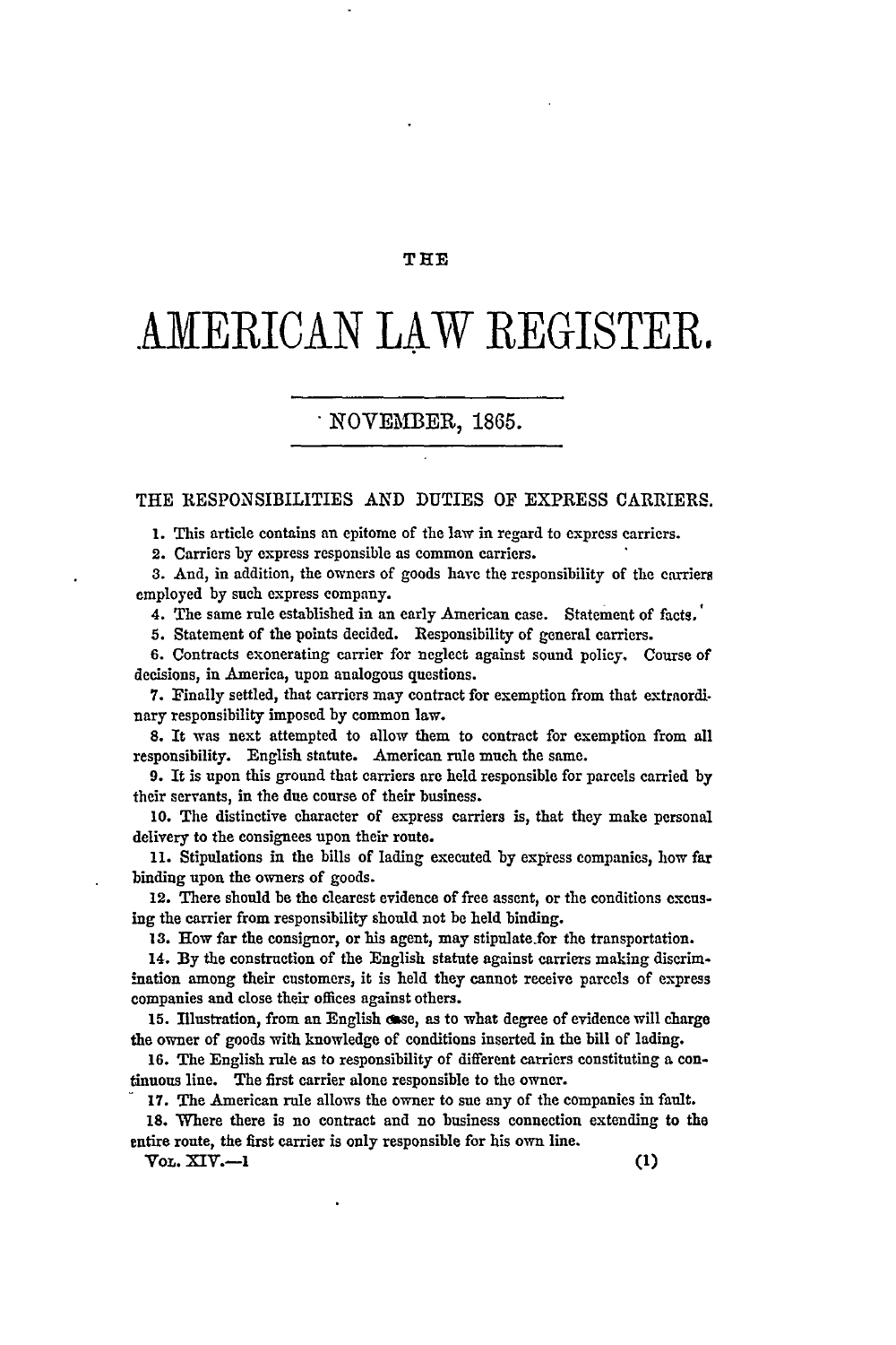THE

# AMERICAN LAW REGISTER.

NOVEMBER, 1865.

## THE RESPONSIBILITIES AND DUTIES OF EXPRESS CARRIERS.

1. This article contains an epitome of the law in regard to express carriers.
2. Carriers by express responsible as common carriers.
3. And, in addition, the owners of goods have the responsibility of the carriers employed by such express company.
4. The same rule established in an early American case. Statement of facts.
5. Statement of the points decided. Responsibility of general carriers.
6. Contracts exonerating carrier for neglect against sound policy. Course of decisions, in America, upon analogous questions.
7. Finally settled, that carriers may contract for exemption from that extraordinary responsibility imposed by common law.
8. It was next attempted to allow them to contract for exemption from all responsibility. English statute. American rule much the same.
9. It is upon this ground that carriers are held responsible for parcels carried by their servants, in the due course of their business.
10. The distinctive character of express carriers is, that they make personal delivery to the consignees upon their route.
11. Stipulations in the bills of lading executed by express companies, how far binding upon the owners of goods.
12. There should be the clearest evidence of free assent, or the conditions excusing the carrier from responsibility should not be held binding.
13. How far the consignor, or his agent, may stipulate for the transportation.
14. By the construction of the English statute against carriers making discrimination among their customers, it is held they cannot receive parcels of express companies and close their offices against others.
15. Illustration, from an English case, as to what degree of evidence will charge the owner of goods with knowledge of conditions inserted in the bill of lading.
16. The English rule as to responsibility of different carriers constituting a continuous line. The first carrier alone responsible to the owner.
17. The American rule allows the owner to sue any of the companies in fault.
18. Where there is no contract and no business connection extending to the entire route, the first carrier is only responsible for his own line.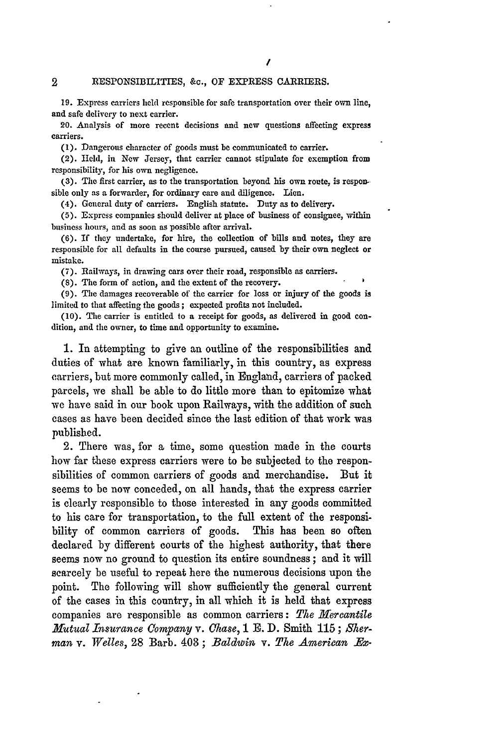19. Express carriers held responsible for safe transportation over their own line, and safe delivery to next carrier.

20. Analysis of more recent decisions and new questions affecting express carriers.

(1). Dangerous character of goods must be communicated to carrier.

(2). Held, in New Jersey, that carrier cannot stipulate for exemption from responsibility, for his own negligence.

(3). The first carrier, as to the transportation beyond his own route, is responsible only as a forwarder, for ordinary care and diligence. Lien.

(4). General duty of carriers. English statute. Duty as to delivery.

(5). Express companies should deliver at place of business of consignee, within business hours, and as soon as possible after arrival.

(6). If they undertake, for hire, the collection of bills and notes, they are responsible for all defaults in the course pursued, caused by their own neglect or mistake.

(7). Railways, in drawing cars over their road, responsible as carriers.

(8). The form of action, and the extent of the recovery.

(9). The damages recoverable of the carrier for loss or injury of the goods is limited to that affecting the goods; expected profits not included.

(10). The carrier is entitled to a receipt for goods, as delivered in good condition, and the owner, to time and opportunity to examine.

1. In attempting to give an outline of the responsibilities and duties of what are known familiarly, in this country, as express carriers, but more commonly called, in England, carriers of packed parcels, we shall be able to do little more than to epitomize what we have said in our book upon Railways, with the addition of such cases as have been decided since the last edition of that work was published.

2. There was, for a time, some question made in the courts how far these express carriers were to be subjected to the responsibilities of common carriers of goods and merchandise. But it seems to be now conceded, on all hands, that the express carrier is clearly responsible to those interested in any goods committed to his care for transportation, to the full extent of the responsibility of common carriers of goods. This has been so often declared by different courts of the highest authority, that there seems now no ground to question its entire soundness; and it will scarcely be useful to repeat here the numerous decisions upon the point. The following will show sufficiently the general current of the cases in this country, in all which it is held that express companies are responsible as common carriers: *The Mercantile Mutual Insurance Company* v. *Chase*, 1 E. D. Smith 115; *Sherman* v. *Welles*, 28 Barb. 403; *Baldwin* v. *The American Ex-*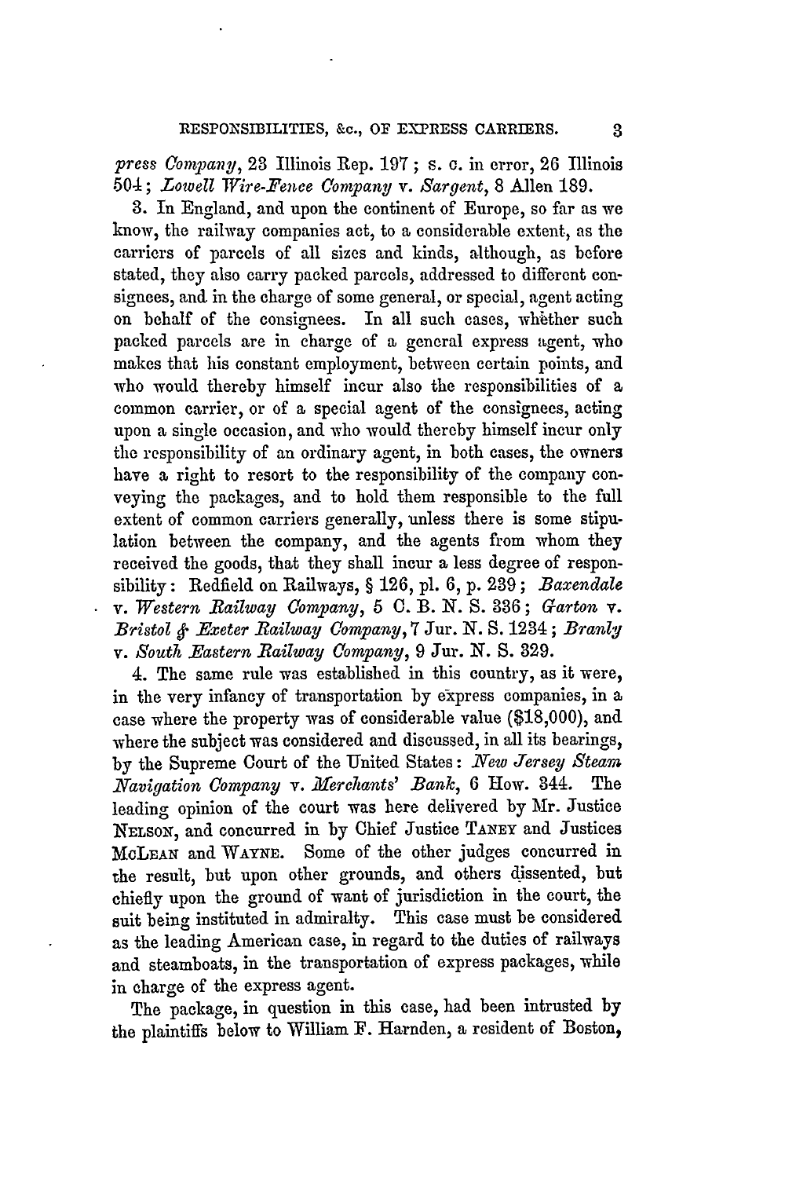*press Company*, 23 Illinois Rep. 197; s. c. in error, 26 Illinois 504; *Lowell Wire-Fence Company* v. *Sargent*, 8 Allen 189.

3. In England, and upon the continent of Europe, so far as we know, the railway companies act, to a considerable extent, as the carriers of parcels of all sizes and kinds, although, as before stated, they also carry packed parcels, addressed to different consignees, and in the charge of some general, or special, agent acting on behalf of the consignees. In all such cases, whether such packed parcels are in charge of a general express agent, who makes that his constant employment, between certain points, and who would thereby himself incur also the responsibilities of a common carrier, or of a special agent of the consignees, acting upon a single occasion, and who would thereby himself incur only the responsibility of an ordinary agent, in both cases, the owners have a right to resort to the responsibility of the company conveying the packages, and to hold them responsible to the full extent of common carriers generally, unless there is some stipulation between the company, and the agents from whom they received the goods, that they shall incur a less degree of responsibility: Redfield on Railways, § 126, pl. 6, p. 239; *Baxendale* v. *Western Railway Company*, 5 C. B. N. S. 336; *Garton* v. *Bristol & Exeter Railway Company*, 7 Jur. N. S. 1234; *Branly* v. *South Eastern Railway Company*, 9 Jur. N. S. 329.

4. The same rule was established in this country, as it were, in the very infancy of transportation by express companies, in a case where the property was of considerable value ($18,000), and where the subject was considered and discussed, in all its bearings, by the Supreme Court of the United States: *New Jersey Steam Navigation Company* v. *Merchants' Bank*, 6 How. 344. The leading opinion of the court was here delivered by Mr. Justice NELSON, and concurred in by Chief Justice TANEY and Justices MCLEAN and WAYNE. Some of the other judges concurred in the result, but upon other grounds, and others dissented, but chiefly upon the ground of want of jurisdiction in the court, the suit being instituted in admiralty. This case must be considered as the leading American case, in regard to the duties of railways and steamboats, in the transportation of express packages, while in charge of the express agent.

The package, in question in this case, had been intrusted by the plaintiffs below to William F. Harnden, a resident of Boston,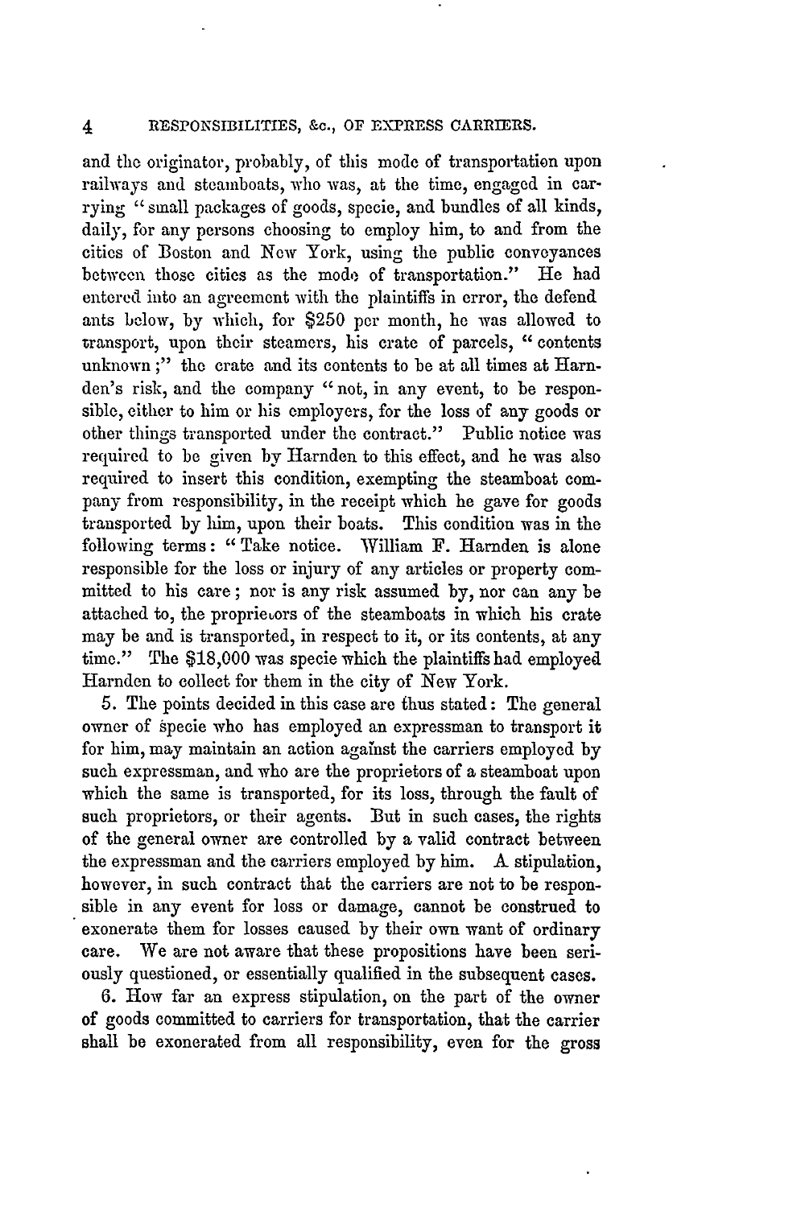and the originator, probably, of this mode of transportation upon railways and steamboats, who was, at the time, engaged in carrying "small packages of goods, specie, and bundles of all kinds, daily, for any persons choosing to employ him, to and from the cities of Boston and New York, using the public conveyances between those cities as the mode of transportation." He had entered into an agreement with the plaintiffs in error, the defendants below, by which, for $250 per month, he was allowed to transport, upon their steamers, his crate of parcels, "contents unknown;" the crate and its contents to be at all times at Harnden's risk, and the company "not, in any event, to be responsible, either to him or his employers, for the loss of any goods or other things transported under the contract." Public notice was required to be given by Harnden to this effect, and he was also required to insert this condition, exempting the steamboat company from responsibility, in the receipt which he gave for goods transported by him, upon their boats. This condition was in the following terms: "Take notice. William F. Harnden is alone responsible for the loss or injury of any articles or property committed to his care; nor is any risk assumed by, nor can any be attached to, the proprietors of the steamboats in which his crate may be and is transported, in respect to it, or its contents, at any time." The $18,000 was specie which the plaintiffs had employed Harnden to collect for them in the city of New York.

5. The points decided in this case are thus stated: The general owner of specie who has employed an expressman to transport it for him, may maintain an action against the carriers employed by such expressman, and who are the proprietors of a steamboat upon which the same is transported, for its loss, through the fault of such proprietors, or their agents. But in such cases, the rights of the general owner are controlled by a valid contract between the expressman and the carriers employed by him. A stipulation, however, in such contract that the carriers are not to be responsible in any event for loss or damage, cannot be construed to exonerate them for losses caused by their own want of ordinary care. We are not aware that these propositions have been seriously questioned, or essentially qualified in the subsequent cases.

6. How far an express stipulation, on the part of the owner of goods committed to carriers for transportation, that the carrier shall be exonerated from all responsibility, even for the gross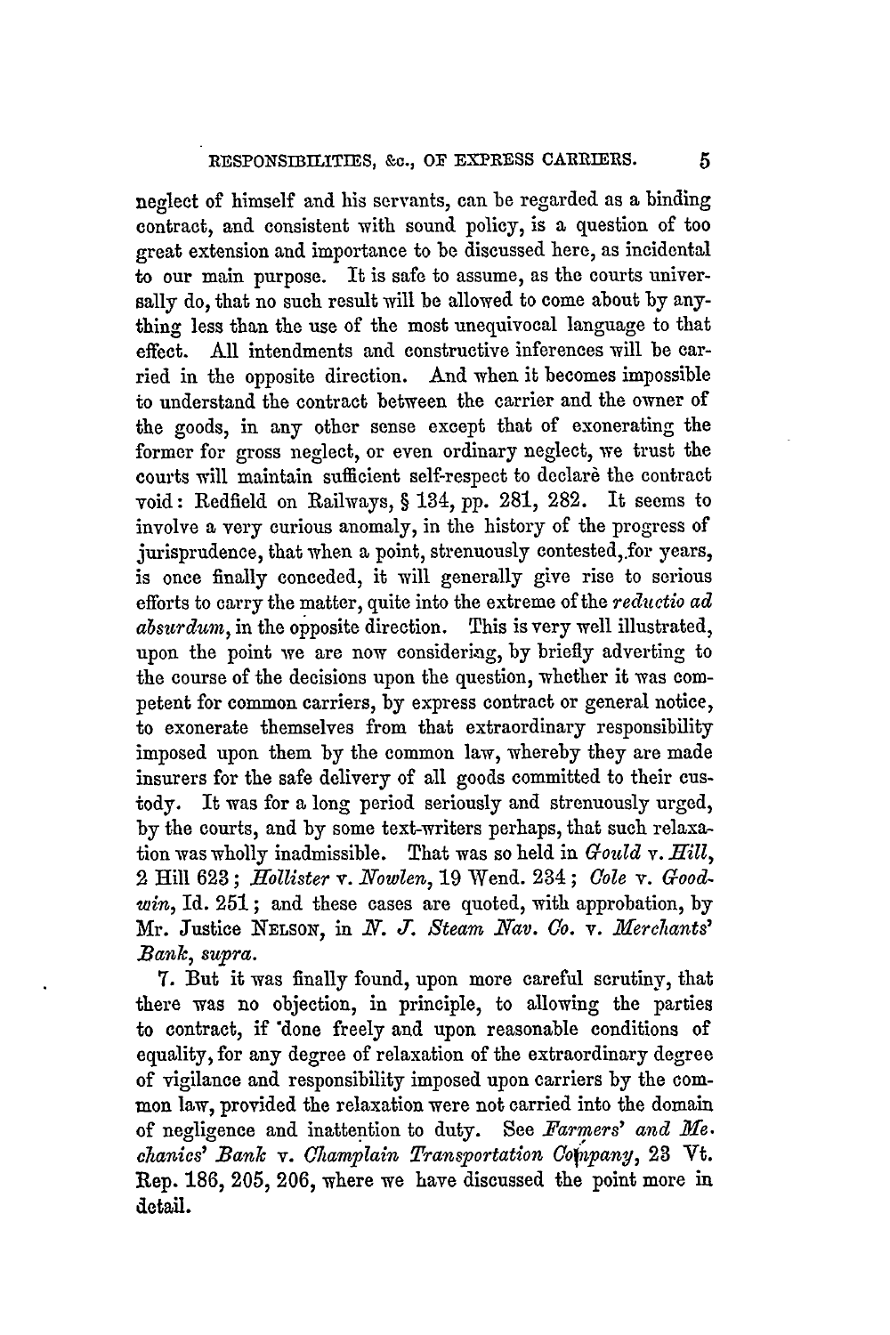neglect of himself and his servants, can be regarded as a binding contract, and consistent with sound policy, is a question of too great extension and importance to be discussed here, as incidental to our main purpose. It is safe to assume, as the courts universally do, that no such result will be allowed to come about by anything less than the use of the most unequivocal language to that effect. All intendments and constructive inferences will be carried in the opposite direction. And when it becomes impossible to understand the contract between the carrier and the owner of the goods, in any other sense except that of exonerating the former for gross neglect, or even ordinary neglect, we trust the courts will maintain sufficient self-respect to declarè the contract void: Redfield on Railways, § 134, pp. 281, 282. It seems to involve a very curious anomaly, in the history of the progress of jurisprudence, that when a point, strenuously contested, for years, is once finally conceded, it will generally give rise to serious efforts to carry the matter, quite into the extreme of the *reductio ad absurdum*, in the opposite direction. This is very well illustrated, upon the point we are now considering, by briefly adverting to the course of the decisions upon the question, whether it was competent for common carriers, by express contract or general notice, to exonerate themselves from that extraordinary responsibility imposed upon them by the common law, whereby they are made insurers for the safe delivery of all goods committed to their custody. It was for a long period seriously and strenuously urged, by the courts, and by some text-writers perhaps, that such relaxation was wholly inadmissible. That was so held in *Gould* v. *Hill*, 2 Hill 623; *Hollister* v. *Nowlen*, 19 Wend. 234; *Cole* v. *Goodwin*, Id. 251; and these cases are quoted, with approbation, by Mr. Justice NELSON, in *N. J. Steam Nav. Co.* v. *Merchants' Bank*, *supra*.

7. But it was finally found, upon more careful scrutiny, that there was no objection, in principle, to allowing the parties to contract, if done freely and upon reasonable conditions of equality, for any degree of relaxation of the extraordinary degree of vigilance and responsibility imposed upon carriers by the common law, provided the relaxation were not carried into the domain of negligence and inattention to duty. See *Farmers' and Mechanics' Bank* v. *Champlain Transportation Company*, 23 Vt. Rep. 186, 205, 206, where we have discussed the point more in detail.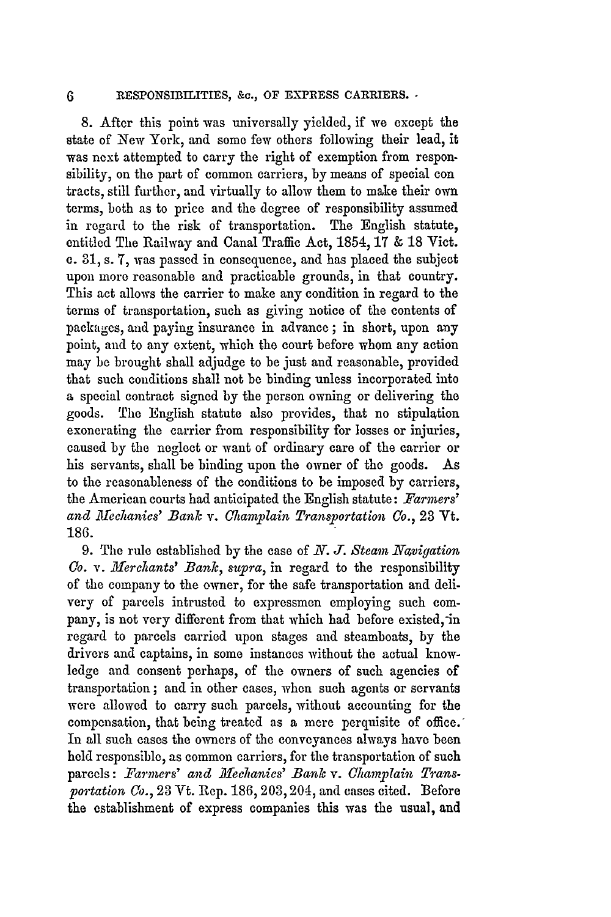8. After this point was universally yielded, if we except the state of New York, and some few others following their lead, it was next attempted to carry the right of exemption from responsibility, on the part of common carriers, by means of special contracts, still further, and virtually to allow them to make their own terms, both as to price and the degree of responsibility assumed in regard to the risk of transportation. The English statute, entitled The Railway and Canal Traffic Act, 1854, 17 & 18 Vict. c. 31, s. 7, was passed in consequence, and has placed the subject upon more reasonable and practicable grounds, in that country. This act allows the carrier to make any condition in regard to the terms of transportation, such as giving notice of the contents of packages, and paying insurance in advance; in short, upon any point, and to any extent, which the court before whom any action may be brought shall adjudge to be just and reasonable, provided that such conditions shall not be binding unless incorporated into a special contract signed by the person owning or delivering the goods. The English statute also provides, that no stipulation exonerating the carrier from responsibility for losses or injuries, caused by the neglect or want of ordinary care of the carrier or his servants, shall be binding upon the owner of the goods. As to the reasonableness of the conditions to be imposed by carriers, the American courts had anticipated the English statute: *Farmers' and Mechanics' Bank* v. *Champlain Transportation Co.*, 23 Vt. 186.

9. The rule established by the case of *N. J. Steam Navigation Co.* v. *Merchants' Bank*, *supra*, in regard to the responsibility of the company to the owner, for the safe transportation and delivery of parcels intrusted to expressmen employing such company, is not very different from that which had before existed, in regard to parcels carried upon stages and steamboats, by the drivers and captains, in some instances without the actual knowledge and consent perhaps, of the owners of such agencies of transportation; and in other cases, when such agents or servants were allowed to carry such parcels, without accounting for the compensation, that being treated as a mere perquisite of office. In all such cases the owners of the conveyances always have been held responsible, as common carriers, for the transportation of such parcels: *Farmers' and Mechanics' Bank* v. *Champlain Transportation Co.*, 23 Vt. Rep. 186, 203, 204, and cases cited. Before the establishment of express companies this was the usual, and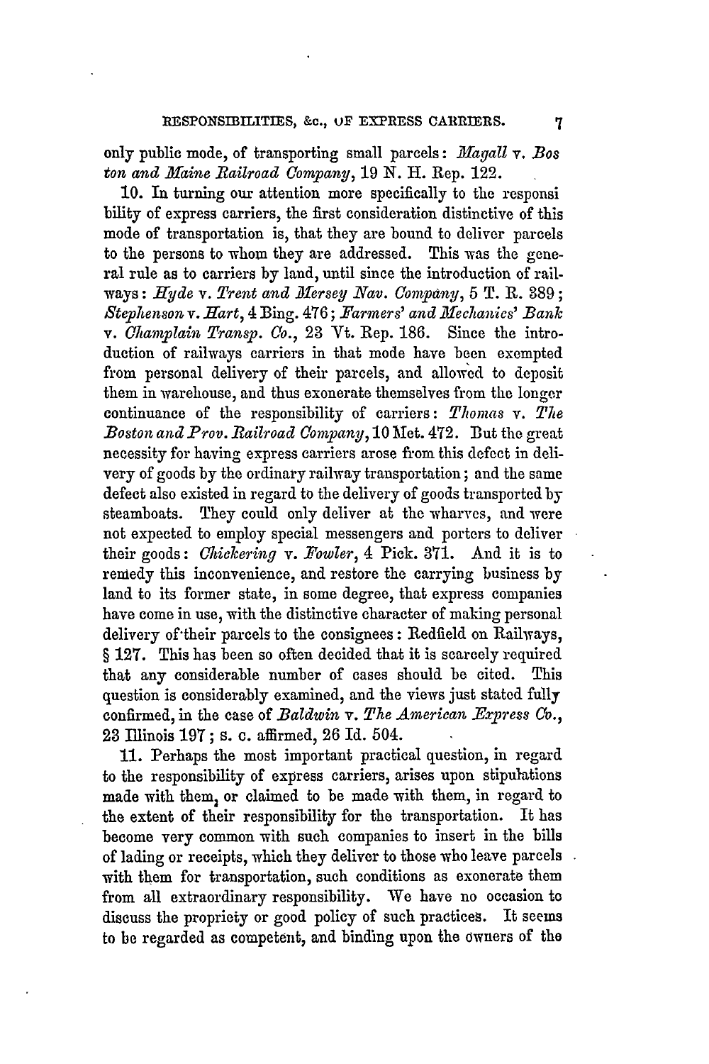only public mode, of transporting small parcels: *Magall* v. *Boston and Maine Railroad Company*, 19 N. H. Rep. 122.

10. In turning our attention more specifically to the responsibility of express carriers, the first consideration distinctive of this mode of transportation is, that they are bound to deliver parcels to the persons to whom they are addressed. This was the general rule as to carriers by land, until since the introduction of railways: *Hyde* v. *Trent and Mersey Nav. Company*, 5 T. R. 389; *Stephenson* v. *Hart*, 4 Bing. 476; *Farmers' and Mechanics' Bank* v. *Champlain Transp. Co.*, 23 Vt. Rep. 186. Since the introduction of railways carriers in that mode have been exempted from personal delivery of their parcels, and allowed to deposit them in warehouse, and thus exonerate themselves from the longer continuance of the responsibility of carriers: *Thomas* v. *The Boston and Prov. Railroad Company*, 10 Met. 472. But the great necessity for having express carriers arose from this defect in delivery of goods by the ordinary railway transportation; and the same defect also existed in regard to the delivery of goods transported by steamboats. They could only deliver at the wharves, and were not expected to employ special messengers and porters to deliver their goods: *Chickering* v. *Fowler*, 4 Pick. 371. And it is to remedy this inconvenience, and restore the carrying business by land to its former state, in some degree, that express companies have come in use, with the distinctive character of making personal delivery of their parcels to the consignees: Redfield on Railways, § 127. This has been so often decided that it is scarcely required that any considerable number of cases should be cited. This question is considerably examined, and the views just stated fully confirmed, in the case of *Baldwin* v. *The American Express Co.*, 23 Illinois 197; s. c. affirmed, 26 Id. 504.

11. Perhaps the most important practical question, in regard to the responsibility of express carriers, arises upon stipulations made with them, or claimed to be made with them, in regard to the extent of their responsibility for the transportation. It has become very common with such companies to insert in the bills of lading or receipts, which they deliver to those who leave parcels with them for transportation, such conditions as exonerate them from all extraordinary responsibility. We have no occasion to discuss the propriety or good policy of such practices. It seems to be regarded as competent, and binding upon the owners of the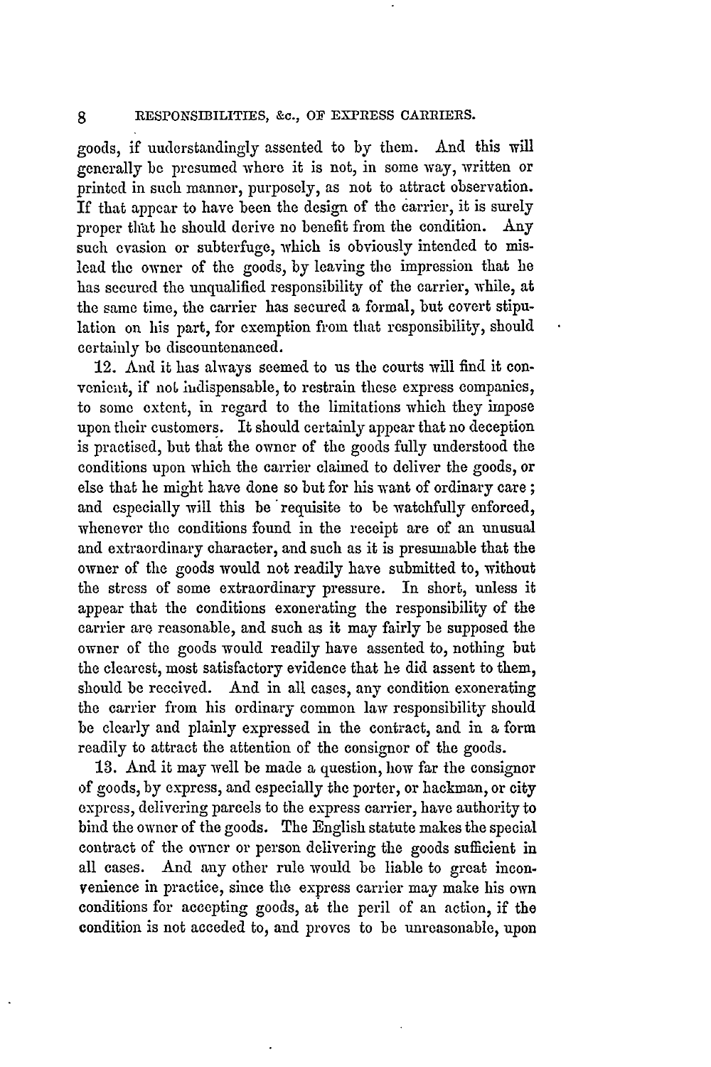goods, if understandingly assented to by them. And this will generally be presumed where it is not, in some way, written or printed in such manner, purposely, as not to attract observation. If that appear to have been the design of the carrier, it is surely proper that he should derive no benefit from the condition. Any such evasion or subterfuge, which is obviously intended to mislead the owner of the goods, by leaving the impression that he has secured the unqualified responsibility of the carrier, while, at the same time, the carrier has secured a formal, but covert stipulation on his part, for exemption from that responsibility, should certainly be discountenanced.

12. And it has always seemed to us the courts will find it convenient, if not indispensable, to restrain these express companies, to some extent, in regard to the limitations which they impose upon their customers. It should certainly appear that no deception is practised, but that the owner of the goods fully understood the conditions upon which the carrier claimed to deliver the goods, or else that he might have done so but for his want of ordinary care; and especially will this be requisite to be watchfully enforced, whenever the conditions found in the receipt are of an unusual and extraordinary character, and such as it is presumable that the owner of the goods would not readily have submitted to, without the stress of some extraordinary pressure. In short, unless it appear that the conditions exonerating the responsibility of the carrier are reasonable, and such as it may fairly be supposed the owner of the goods would readily have assented to, nothing but the clearest, most satisfactory evidence that he did assent to them, should be received. And in all cases, any condition exonerating the carrier from his ordinary common law responsibility should be clearly and plainly expressed in the contract, and in a form readily to attract the attention of the consignor of the goods.

13. And it may well be made a question, how far the consignor of goods, by express, and especially the porter, or hackman, or city express, delivering parcels to the express carrier, have authority to bind the owner of the goods. The English statute makes the special contract of the owner or person delivering the goods sufficient in all cases. And any other rule would be liable to great inconvenience in practice, since the express carrier may make his own conditions for accepting goods, at the peril of an action, if the condition is not acceded to, and proves to be unreasonable, upon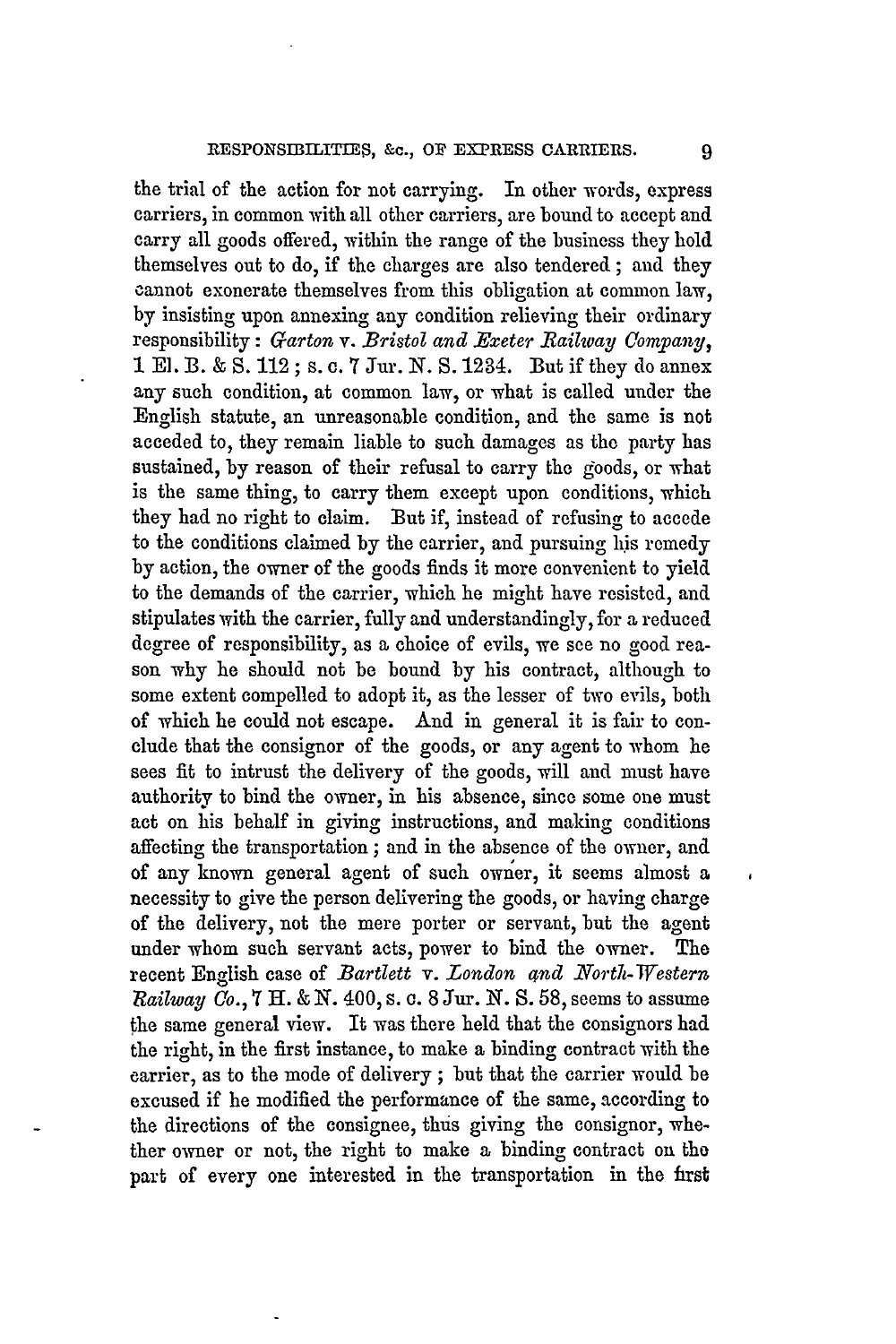the trial of the action for not carrying. In other words, express carriers, in common with all other carriers, are bound to accept and carry all goods offered, within the range of the business they hold themselves out to do, if the charges are also tendered; and they cannot exonerate themselves from this obligation at common law, by insisting upon annexing any condition relieving their ordinary responsibility: *Garton* v. *Bristol and Exeter Railway Company*, 1 El. B. & S. 112; s. c. 7 Jur. N. S. 1234. But if they do annex any such condition, at common law, or what is called under the English statute, an unreasonable condition, and the same is not acceded to, they remain liable to such damages as the party has sustained, by reason of their refusal to carry the goods, or what is the same thing, to carry them except upon conditions, which they had no right to claim. But if, instead of refusing to accede to the conditions claimed by the carrier, and pursuing his remedy by action, the owner of the goods finds it more convenient to yield to the demands of the carrier, which he might have resisted, and stipulates with the carrier, fully and understandingly, for a reduced degree of responsibility, as a choice of evils, we see no good reason why he should not be bound by his contract, although to some extent compelled to adopt it, as the lesser of two evils, both of which he could not escape. And in general it is fair to conclude that the consignor of the goods, or any agent to whom he sees fit to intrust the delivery of the goods, will and must have authority to bind the owner, in his absence, since some one must act on his behalf in giving instructions, and making conditions affecting the transportation; and in the absence of the owner, and of any known general agent of such owner, it seems almost a necessity to give the person delivering the goods, or having charge of the delivery, not the mere porter or servant, but the agent under whom such servant acts, power to bind the owner. The recent English case of *Bartlett* v. *London and North-Western Railway Co.*, 7 H. & N. 400, s. c. 8 Jur. N. S. 58, seems to assume the same general view. It was there held that the consignors had the right, in the first instance, to make a binding contract with the carrier, as to the mode of delivery; but that the carrier would be excused if he modified the performance of the same, according to the directions of the consignee, thus giving the consignor, whether owner or not, the right to make a binding contract on the part of every one interested in the transportation in the first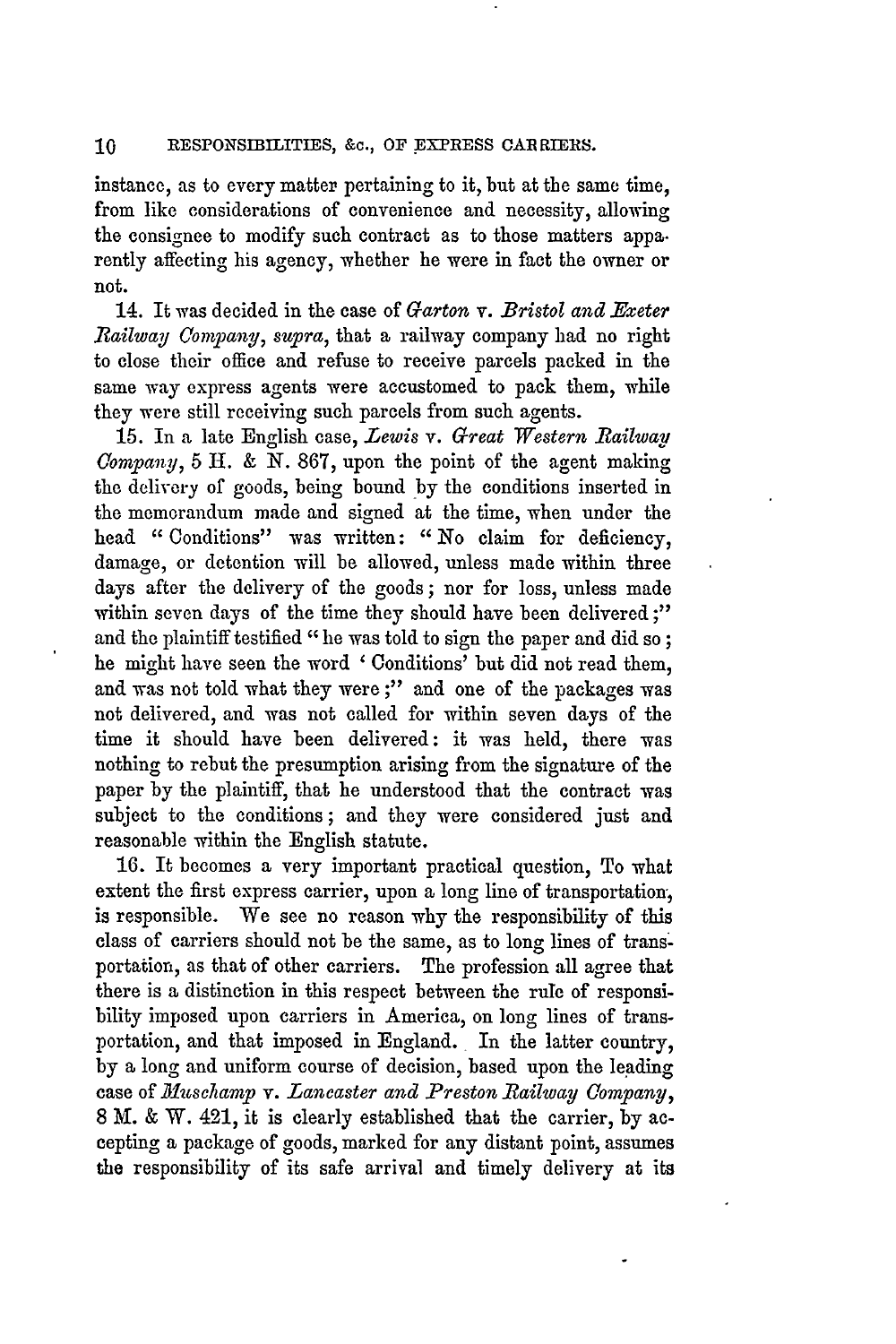instance, as to every matter pertaining to it, but at the same time, from like considerations of convenience and necessity, allowing the consignee to modify such contract as to those matters apparently affecting his agency, whether he were in fact the owner or not.

14. It was decided in the case of *Garton* v. *Bristol and Exeter Railway Company*, *supra*, that a railway company had no right to close their office and refuse to receive parcels packed in the same way express agents were accustomed to pack them, while they were still receiving such parcels from such agents.

15. In a late English case, *Lewis* v. *Great Western Railway Company*, 5 H. & N. 867, upon the point of the agent making the delivery of goods, being bound by the conditions inserted in the memorandum made and signed at the time, when under the head "Conditions" was written: "No claim for deficiency, damage, or detention will be allowed, unless made within three days after the delivery of the goods; nor for loss, unless made within seven days of the time they should have been delivered;" and the plaintiff testified "he was told to sign the paper and did so; he might have seen the word 'Conditions' but did not read them, and was not told what they were;" and one of the packages was not delivered, and was not called for within seven days of the time it should have been delivered: it was held, there was nothing to rebut the presumption arising from the signature of the paper by the plaintiff, that he understood that the contract was subject to the conditions; and they were considered just and reasonable within the English statute.

16. It becomes a very important practical question, To what extent the first express carrier, upon a long line of transportation, is responsible. We see no reason why the responsibility of this class of carriers should not be the same, as to long lines of transportation, as that of other carriers. The profession all agree that there is a distinction in this respect between the rule of responsibility imposed upon carriers in America, on long lines of transportation, and that imposed in England. In the latter country, by a long and uniform course of decision, based upon the leading case of *Muschamp* v. *Lancaster and Preston Railway Company*, 8 M. & W. 421, it is clearly established that the carrier, by accepting a package of goods, marked for any distant point, assumes the responsibility of its safe arrival and timely delivery at its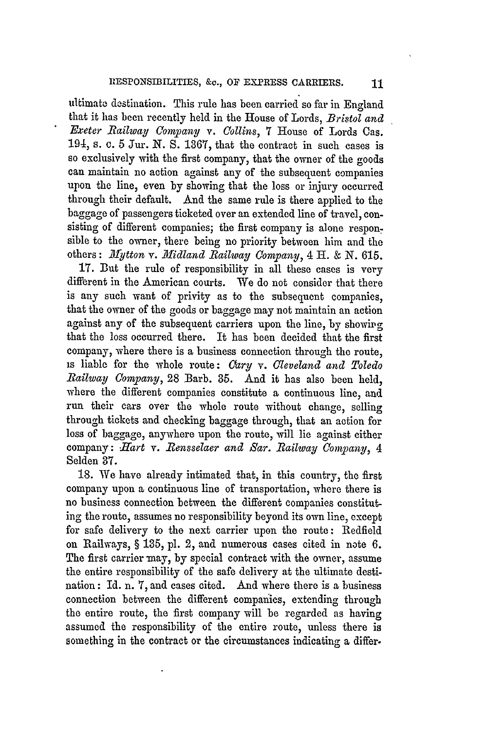ultimate destination. This rule has been carried so far in England that it has been recently held in the House of Lords, *Bristol and Exeter Railway Company* v. *Collins*, 7 House of Lords Cas. 194, s. c. 5 Jur. N. S. 1367, that the contract in such cases is so exclusively with the first company, that the owner of the goods can maintain no action against any of the subsequent companies upon the line, even by showing that the loss or injury occurred through their default. And the same rule is there applied to the baggage of passengers ticketed over an extended line of travel, consisting of different companies; the first company is alone responsible to the owner, there being no priority between him and the others: *Mytton* v. *Midland Railway Company*, 4 H. & N. 615.

17. But the rule of responsibility in all these cases is very different in the American courts. We do not consider that there is any such want of privity as to the subsequent companies, that the owner of the goods or baggage may not maintain an action against any of the subsequent carriers upon the line, by showing that the loss occurred there. It has been decided that the first company, where there is a business connection through the route, is liable for the whole route: *Cary* v. *Cleveland and Toledo Railway Company*, 28 Barb. 35. And it has also been held, where the different companies constitute a continuous line, and run their cars over the whole route without change, selling through tickets and checking baggage through, that an action for loss of baggage, anywhere upon the route, will lie against either company: *Hart* v. *Rensselaer and Sar. Railway Company*, 4 Selden 37.

18. We have already intimated that, in this country, the first company upon a continuous line of transportation, where there is no business connection between the different companies constituting the route, assumes no responsibility beyond its own line, except for safe delivery to the next carrier upon the route: Redfield on Railways, § 135, pl. 2, and numerous cases cited in note 6. The first carrier may, by special contract with the owner, assume the entire responsibility of the safe delivery at the ultimate destination: Id. n. 7, and cases cited. And where there is a business connection between the different companies, extending through the entire route, the first company will be regarded as having assumed the responsibility of the entire route, unless there is something in the contract or the circumstances indicating a differ-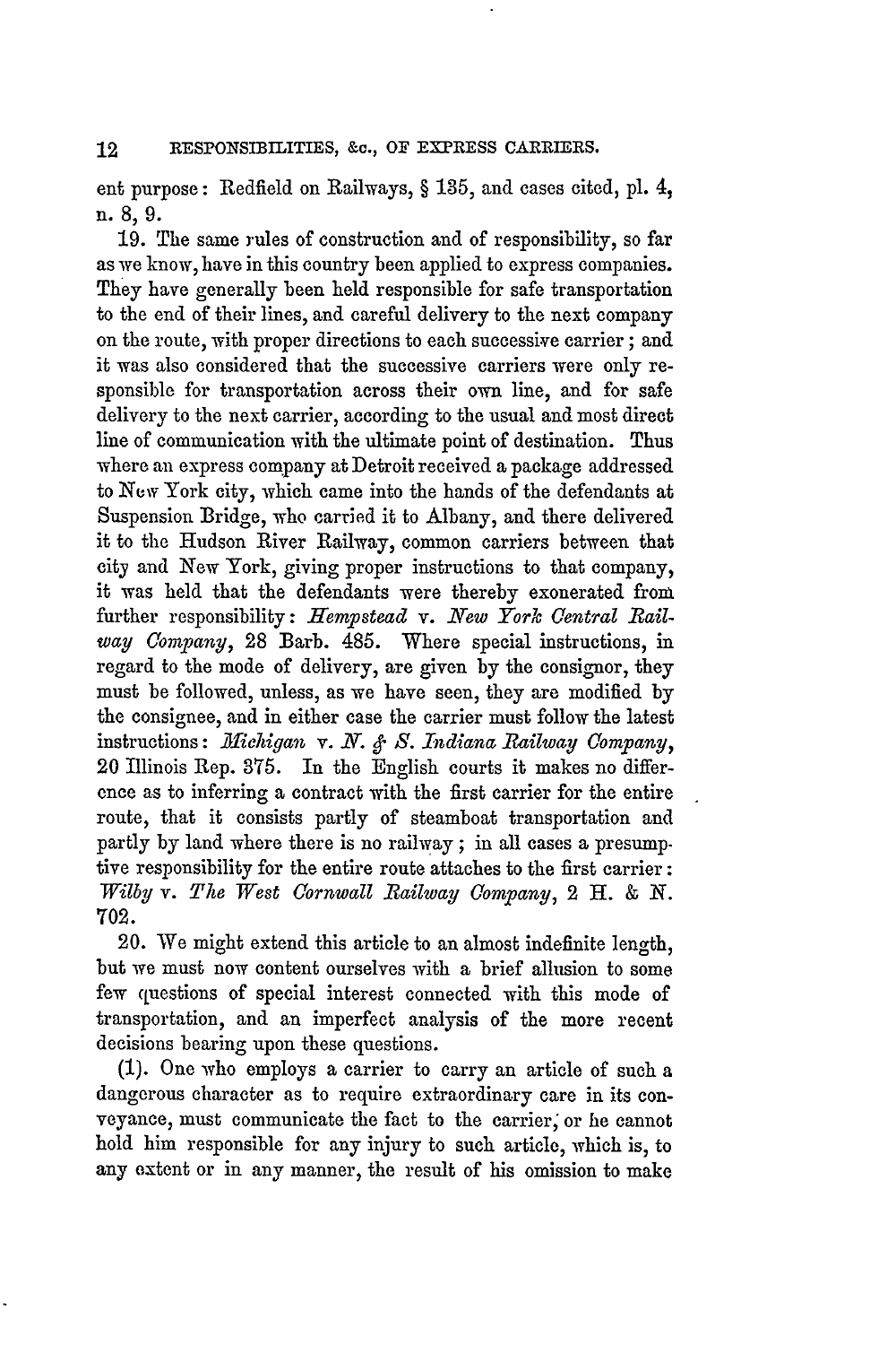ent purpose: Redfield on Railways, § 135, and cases cited, pl. 4, n. 8, 9.

19. The same rules of construction and of responsibility, so far as we know, have in this country been applied to express companies. They have generally been held responsible for safe transportation to the end of their lines, and careful delivery to the next company on the route, with proper directions to each successive carrier; and it was also considered that the successive carriers were only responsible for transportation across their own line, and for safe delivery to the next carrier, according to the usual and most direct line of communication with the ultimate point of destination. Thus where an express company at Detroit received a package addressed to New York city, which came into the hands of the defendants at Suspension Bridge, who carried it to Albany, and there delivered it to the Hudson River Railway, common carriers between that city and New York, giving proper instructions to that company, it was held that the defendants were thereby exonerated from further responsibility: *Hempstead* v. *New York Central Railway Company*, 28 Barb. 485. Where special instructions, in regard to the mode of delivery, are given by the consignor, they must be followed, unless, as we have seen, they are modified by the consignee, and in either case the carrier must follow the latest instructions: *Michigan* v. *N. & S. Indiana Railway Company*, 20 Illinois Rep. 375. In the English courts it makes no difference as to inferring a contract with the first carrier for the entire route, that it consists partly of steamboat transportation and partly by land where there is no railway; in all cases a presumptive responsibility for the entire route attaches to the first carrier: *Wilby* v. *The West Cornwall Railway Company*, 2 H. & N. 702.

20. We might extend this article to an almost indefinite length, but we must now content ourselves with a brief allusion to some few questions of special interest connected with this mode of transportation, and an imperfect analysis of the more recent decisions bearing upon these questions.

(1). One who employs a carrier to carry an article of such a dangerous character as to require extraordinary care in its conveyance, must communicate the fact to the carrier, or he cannot hold him responsible for any injury to such article, which is, to any extent or in any manner, the result of his omission to make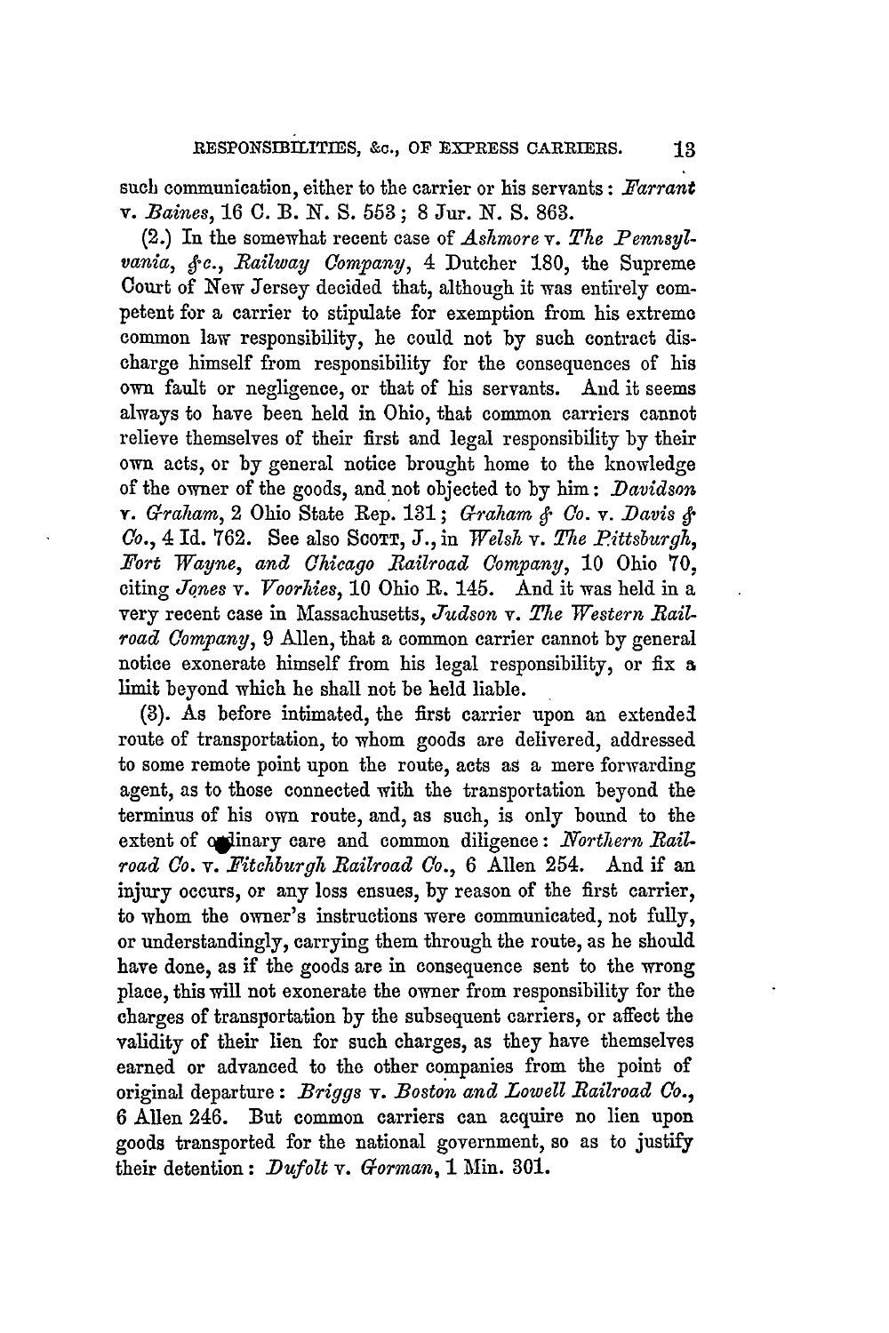such communication, either to the carrier or his servants: *Farrant* v. *Baines*, 16 C. B. N. S. 553; 8 Jur. N. S. 863.

(2.) In the somewhat recent case of *Ashmore* v. *The Pennsylvania, &c., Railway Company*, 4 Dutcher 180, the Supreme Court of New Jersey decided that, although it was entirely competent for a carrier to stipulate for exemption from his extreme common law responsibility, he could not by such contract discharge himself from responsibility for the consequences of his own fault or negligence, or that of his servants. And it seems always to have been held in Ohio, that common carriers cannot relieve themselves of their first and legal responsibility by their own acts, or by general notice brought home to the knowledge of the owner of the goods, and not objected to by him: *Davidson* v. *Graham*, 2 Ohio State Rep. 131; *Graham & Co.* v. *Davis & Co.*, 4 Id. 762. See also SCOTT, J., in *Welsh* v. *The Pittsburgh, Fort Wayne, and Chicago Railroad Company*, 10 Ohio 70, citing *Jones* v. *Voorhies*, 10 Ohio R. 145. And it was held in a very recent case in Massachusetts, *Judson* v. *The Western Railroad Company*, 9 Allen, that a common carrier cannot by general notice exonerate himself from his legal responsibility, or fix a limit beyond which he shall not be held liable.

(3). As before intimated, the first carrier upon an extended route of transportation, to whom goods are delivered, addressed to some remote point upon the route, acts as a mere forwarding agent, as to those connected with the transportation beyond the terminus of his own route, and, as such, is only bound to the extent of ordinary care and common diligence: *Northern Railroad Co.* v. *Fitchburgh Railroad Co.*, 6 Allen 254. And if an injury occurs, or any loss ensues, by reason of the first carrier, to whom the owner's instructions were communicated, not fully, or understandingly, carrying them through the route, as he should have done, as if the goods are in consequence sent to the wrong place, this will not exonerate the owner from responsibility for the charges of transportation by the subsequent carriers, or affect the validity of their lien for such charges, as they have themselves earned or advanced to the other companies from the point of original departure: *Briggs* v. *Boston and Lowell Railroad Co.*, 6 Allen 246. But common carriers can acquire no lien upon goods transported for the national government, so as to justify their detention: *Dufolt* v. *Gorman*, 1 Min. 301.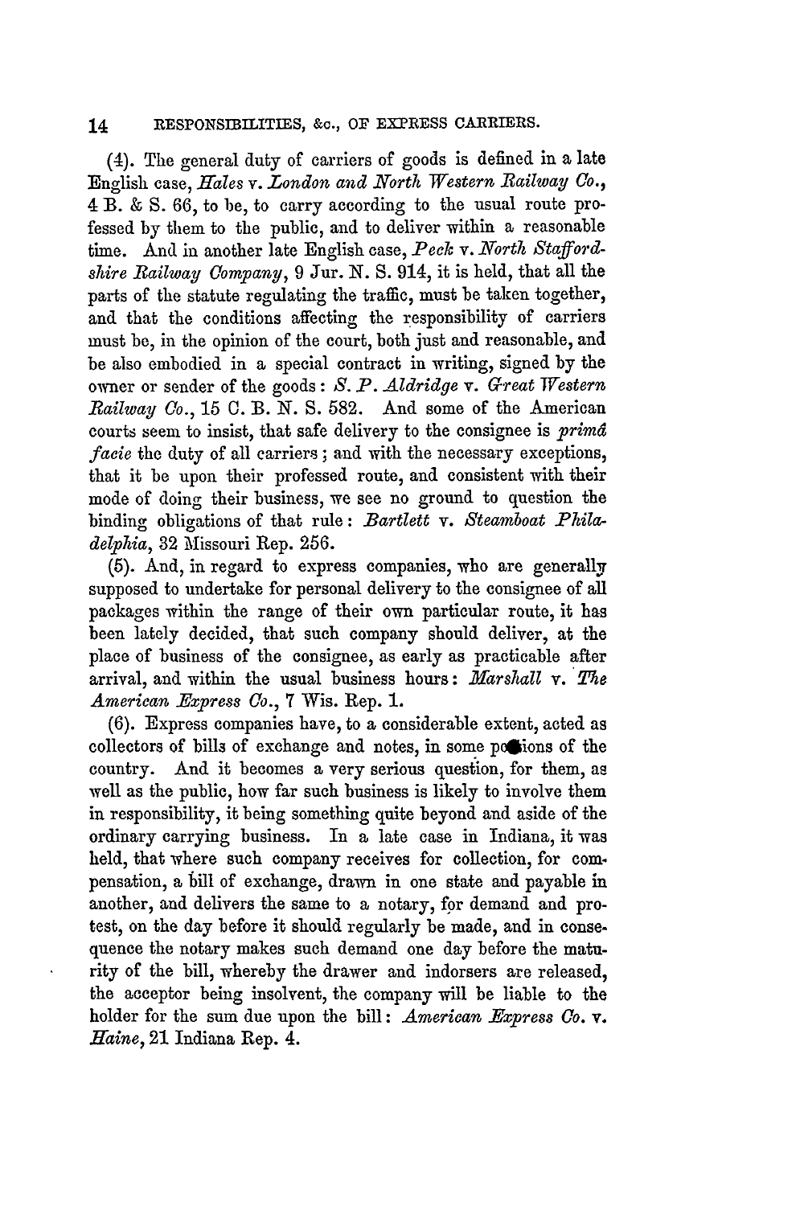(4). The general duty of carriers of goods is defined in a late English case, *Hales* v. *London and North Western Railway Co.*, 4 B. & S. 66, to be, to carry according to the usual route professed by them to the public, and to deliver within a reasonable time. And in another late English case, *Peck* v. *North Staffordshire Railway Company*, 9 Jur. N. S. 914, it is held, that all the parts of the statute regulating the traffic, must be taken together, and that the conditions affecting the responsibility of carriers must be, in the opinion of the court, both just and reasonable, and be also embodied in a special contract in writing, signed by the owner or sender of the goods: *S. P. Aldridge* v. *Great Western Railway Co.*, 15 C. B. N. S. 582. And some of the American courts seem to insist, that safe delivery to the consignee is *primâ facie* the duty of all carriers; and with the necessary exceptions, that it be upon their professed route, and consistent with their mode of doing their business, we see no ground to question the binding obligations of that rule: *Bartlett* v. *Steamboat Philadelphia*, 32 Missouri Rep. 256.

(5). And, in regard to express companies, who are generally supposed to undertake for personal delivery to the consignee of all packages within the range of their own particular route, it has been lately decided, that such company should deliver, at the place of business of the consignee, as early as practicable after arrival, and within the usual business hours: *Marshall* v. *The American Express Co.*, 7 Wis. Rep. 1.

(6). Express companies have, to a considerable extent, acted as collectors of bills of exchange and notes, in some portions of the country. And it becomes a very serious question, for them, as well as the public, how far such business is likely to involve them in responsibility, it being something quite beyond and aside of the ordinary carrying business. In a late case in Indiana, it was held, that where such company receives for collection, for compensation, a bill of exchange, drawn in one state and payable in another, and delivers the same to a notary, for demand and protest, on the day before it should regularly be made, and in consequence the notary makes such demand one day before the maturity of the bill, whereby the drawer and indorsers are released, the acceptor being insolvent, the company will be liable to the holder for the sum due upon the bill: *American Express Co.* v. *Haine*, 21 Indiana Rep. 4.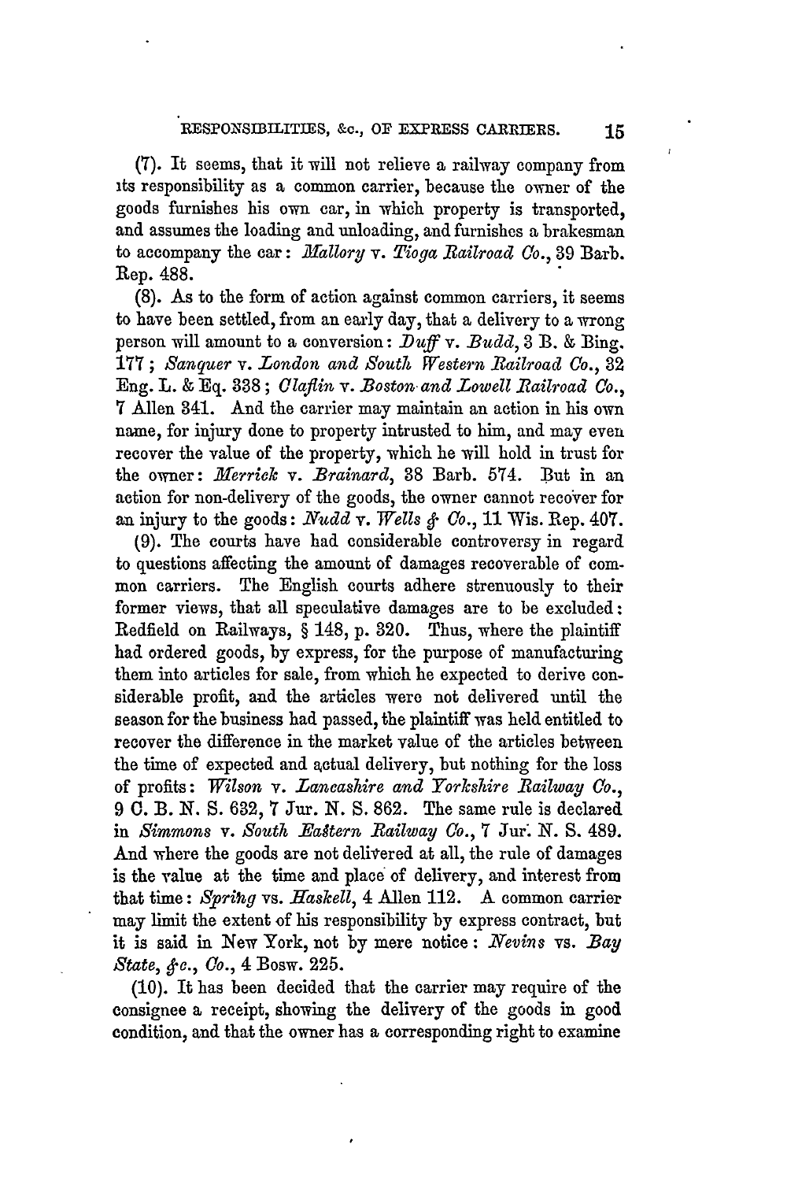(7). It seems, that it will not relieve a railway company from its responsibility as a common carrier, because the owner of the goods furnishes his own car, in which property is transported, and assumes the loading and unloading, and furnishes a brakesman to accompany the car: *Mallory* v. *Tioga Railroad Co.*, 39 Barb. Rep. 488.

(8). As to the form of action against common carriers, it seems to have been settled, from an early day, that a delivery to a wrong person will amount to a conversion: *Duff* v. *Budd*, 3 B. & Bing. 177; *Sanquer* v. *London and South Western Railroad Co.*, 32 Eng. L. & Eq. 338; *Claflin* v. *Boston and Lowell Railroad Co.*, 7 Allen 341. And the carrier may maintain an action in his own name, for injury done to property intrusted to him, and may even recover the value of the property, which he will hold in trust for the owner: *Merrick* v. *Brainard*, 38 Barb. 574. But in an action for non-delivery of the goods, the owner cannot recover for an injury to the goods: *Nudd* v. *Wells & Co.*, 11 Wis. Rep. 407.

(9). The courts have had considerable controversy in regard to questions affecting the amount of damages recoverable of common carriers. The English courts adhere strenuously to their former views, that all speculative damages are to be excluded: Redfield on Railways, § 148, p. 320. Thus, where the plaintiff had ordered goods, by express, for the purpose of manufacturing them into articles for sale, from which he expected to derive considerable profit, and the articles were not delivered until the season for the business had passed, the plaintiff was held entitled to recover the difference in the market value of the articles between the time of expected and actual delivery, but nothing for the loss of profits: *Wilson* v. *Lancashire and Yorkshire Railway Co.*, 9 C. B. N. S. 632, 7 Jur. N. S. 862. The same rule is declared in *Simmons* v. *South Eastern Railway Co.*, 7 Jur. N. S. 489. And where the goods are not delivered at all, the rule of damages is the value at the time and place of delivery, and interest from that time: *Spring* vs. *Haskell*, 4 Allen 112. A common carrier may limit the extent of his responsibility by express contract, but it is said in New York, not by mere notice: *Nevins* vs. *Bay State, &c., Co.*, 4 Bosw. 225.

(10). It has been decided that the carrier may require of the consignee a receipt, showing the delivery of the goods in good condition, and that the owner has a corresponding right to examine